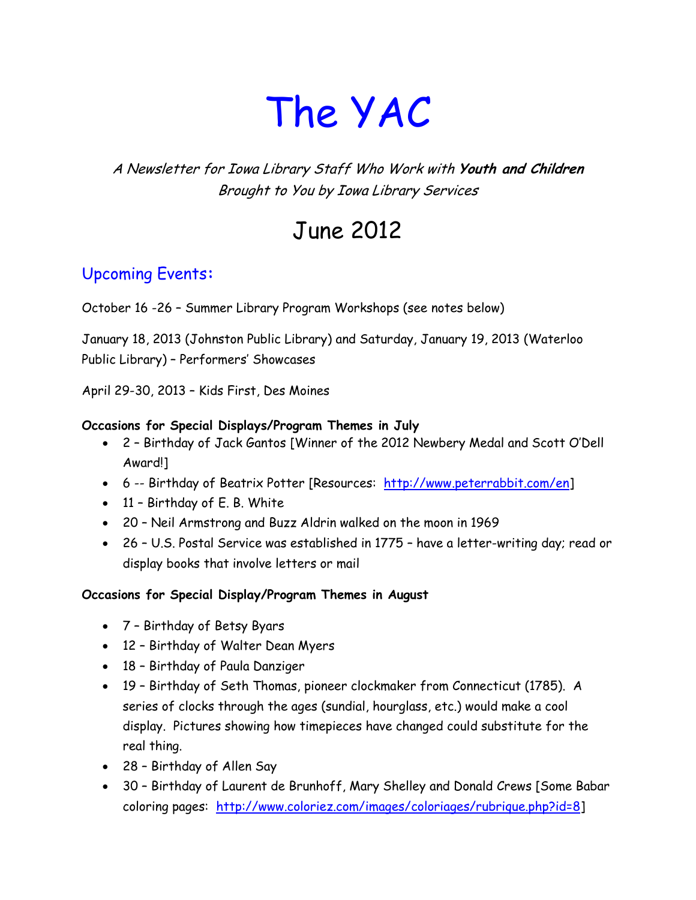# The YAC

*A Newsletter for Iowa Library Staff Who Work with **Youth and Children***
*Brought to You by Iowa Library Services*

## June 2012

### Upcoming Events:

October 16 -26 – Summer Library Program Workshops (see notes below)

January 18, 2013 (Johnston Public Library) and Saturday, January 19, 2013 (Waterloo Public Library) – Performers' Showcases

April 29-30, 2013 – Kids First, Des Moines

**Occasions for Special Displays/Program Themes in July**

- 2 – Birthday of Jack Gantos [Winner of the 2012 Newbery Medal and Scott O'Dell Award!]
- 6 -- Birthday of Beatrix Potter [Resources: http://www.peterrabbit.com/en]
- 11 – Birthday of E. B. White
- 20 – Neil Armstrong and Buzz Aldrin walked on the moon in 1969
- 26 – U.S. Postal Service was established in 1775 – have a letter-writing day; read or display books that involve letters or mail

**Occasions for Special Display/Program Themes in August**

- 7 – Birthday of Betsy Byars
- 12 – Birthday of Walter Dean Myers
- 18 – Birthday of Paula Danziger
- 19 – Birthday of Seth Thomas, pioneer clockmaker from Connecticut (1785). A series of clocks through the ages (sundial, hourglass, etc.) would make a cool display. Pictures showing how timepieces have changed could substitute for the real thing.
- 28 – Birthday of Allen Say
- 30 – Birthday of Laurent de Brunhoff, Mary Shelley and Donald Crews [Some Babar coloring pages: http://www.coloriez.com/images/coloriages/rubrique.php?id=8]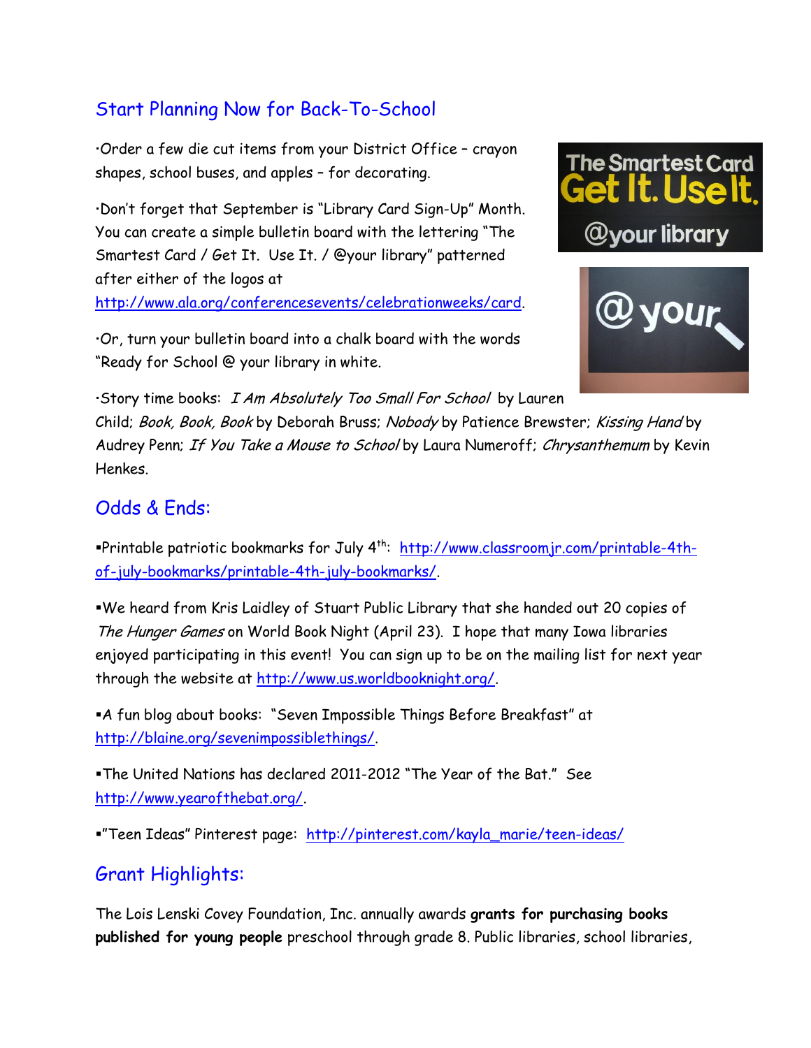## Start Planning Now for Back-To-School

·Order a few die cut items from your District Office – crayon shapes, school buses, and apples – for decorating.

·Don't forget that September is "Library Card Sign-Up" Month. You can create a simple bulletin board with the lettering "The Smartest Card / Get It. Use It. / @your library" patterned after either of the logos at http://www.ala.org/conferencesevents/celebrationweeks/card.

·Or, turn your bulletin board into a chalk board with the words "Ready for School @ your library in white.

·Story time books: *I Am Absolutely Too Small For School* by Lauren Child; *Book, Book, Book* by Deborah Bruss; *Nobody* by Patience Brewster; *Kissing Hand* by Audrey Penn; *If You Take a Mouse to School* by Laura Numeroff; *Chrysanthemum* by Kevin Henkes.

## Odds & Ends:

▪Printable patriotic bookmarks for July 4th: http://www.classroomjr.com/printable-4th-of-july-bookmarks/printable-4th-july-bookmarks/.

▪We heard from Kris Laidley of Stuart Public Library that she handed out 20 copies of *The Hunger Games* on World Book Night (April 23). I hope that many Iowa libraries enjoyed participating in this event! You can sign up to be on the mailing list for next year through the website at http://www.us.worldbooknight.org/.

▪A fun blog about books: "Seven Impossible Things Before Breakfast" at http://blaine.org/sevenimpossiblethings/.

▪The United Nations has declared 2011-2012 "The Year of the Bat." See http://www.yearofthebat.org/.

▪"Teen Ideas" Pinterest page: http://pinterest.com/kayla_marie/teen-ideas/

## Grant Highlights:

The Lois Lenski Covey Foundation, Inc. annually awards **grants for purchasing books published for young people** preschool through grade 8. Public libraries, school libraries,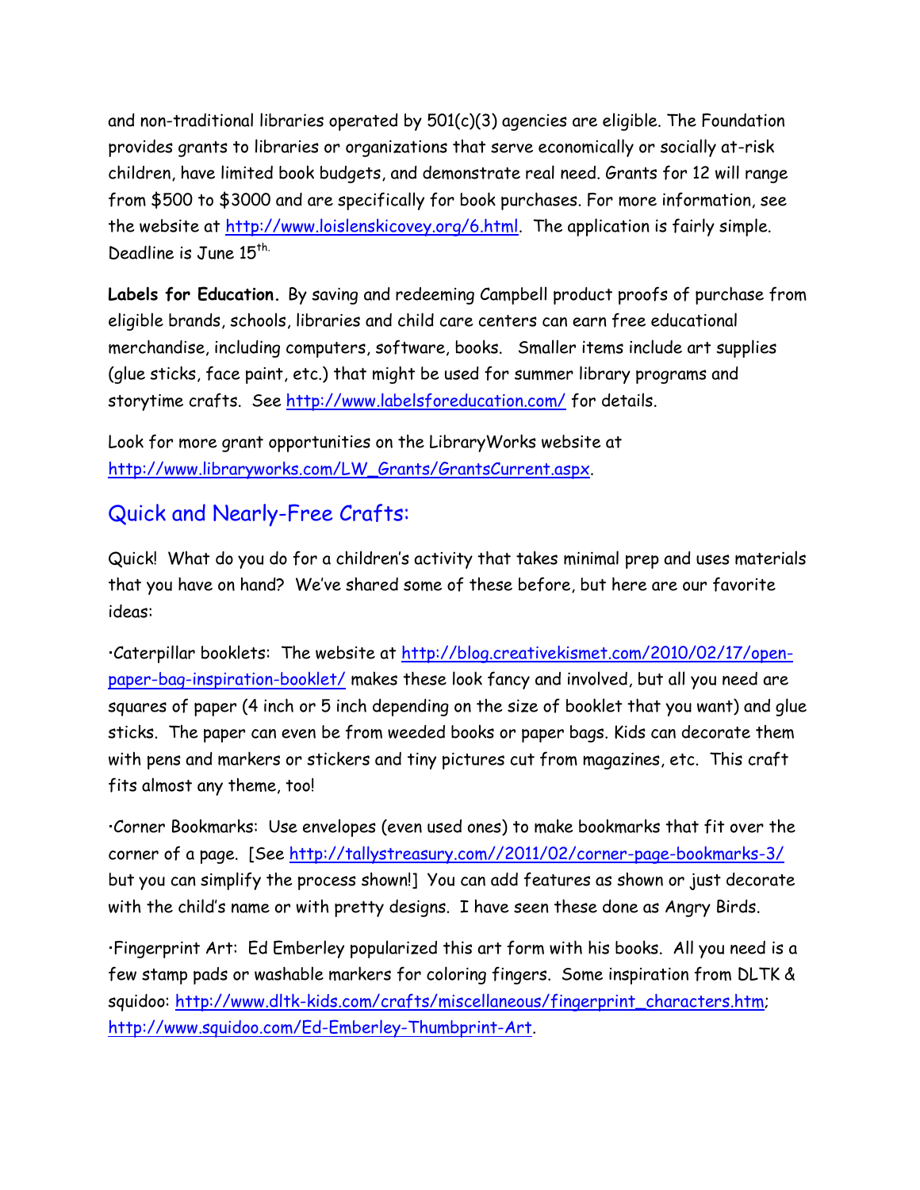and non-traditional libraries operated by 501(c)(3) agencies are eligible. The Foundation provides grants to libraries or organizations that serve economically or socially at-risk children, have limited book budgets, and demonstrate real need. Grants for 12 will range from $500 to $3000 and are specifically for book purchases. For more information, see the website at http://www.loislenskicovey.org/6.html. The application is fairly simple. Deadline is June 15th.

**Labels for Education.** By saving and redeeming Campbell product proofs of purchase from eligible brands, schools, libraries and child care centers can earn free educational merchandise, including computers, software, books. Smaller items include art supplies (glue sticks, face paint, etc.) that might be used for summer library programs and storytime crafts. See http://www.labelsforeducation.com/ for details.

Look for more grant opportunities on the LibraryWorks website at http://www.libraryworks.com/LW_Grants/GrantsCurrent.aspx.

## Quick and Nearly-Free Crafts:

Quick! What do you do for a children's activity that takes minimal prep and uses materials that you have on hand? We've shared some of these before, but here are our favorite ideas:

·Caterpillar booklets: The website at http://blog.creativekismet.com/2010/02/17/open-paper-bag-inspiration-booklet/ makes these look fancy and involved, but all you need are squares of paper (4 inch or 5 inch depending on the size of booklet that you want) and glue sticks. The paper can even be from weeded books or paper bags. Kids can decorate them with pens and markers or stickers and tiny pictures cut from magazines, etc. This craft fits almost any theme, too!

·Corner Bookmarks: Use envelopes (even used ones) to make bookmarks that fit over the corner of a page. [See http://tallystreasury.com//2011/02/corner-page-bookmarks-3/ but you can simplify the process shown!] You can add features as shown or just decorate with the child's name or with pretty designs. I have seen these done as Angry Birds.

·Fingerprint Art: Ed Emberley popularized this art form with his books. All you need is a few stamp pads or washable markers for coloring fingers. Some inspiration from DLTK & squidoo: http://www.dltk-kids.com/crafts/miscellaneous/fingerprint_characters.htm; http://www.squidoo.com/Ed-Emberley-Thumbprint-Art.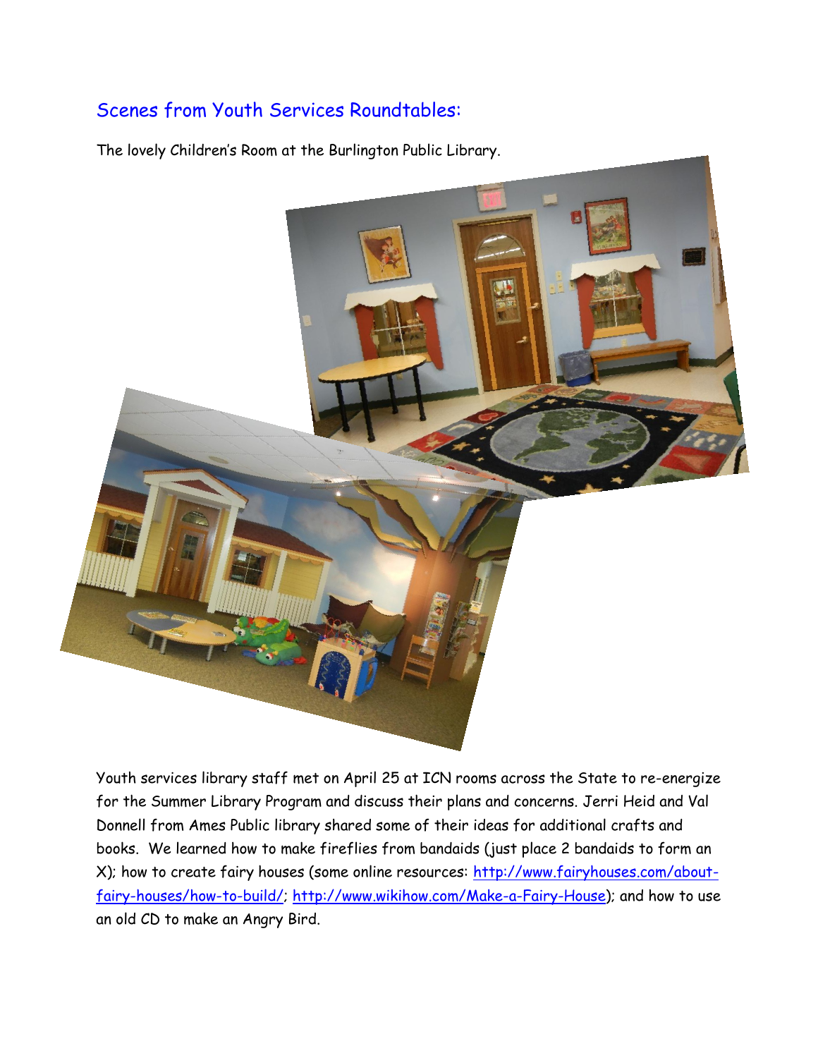## Scenes from Youth Services Roundtables:

The lovely Children's Room at the Burlington Public Library.

Youth services library staff met on April 25 at ICN rooms across the State to re-energize for the Summer Library Program and discuss their plans and concerns. Jerri Heid and Val Donnell from Ames Public library shared some of their ideas for additional crafts and books. We learned how to make fireflies from bandaids (just place 2 bandaids to form an X); how to create fairy houses (some online resources: http://www.fairyhouses.com/about-fairy-houses/how-to-build/; http://www.wikihow.com/Make-a-Fairy-House); and how to use an old CD to make an Angry Bird.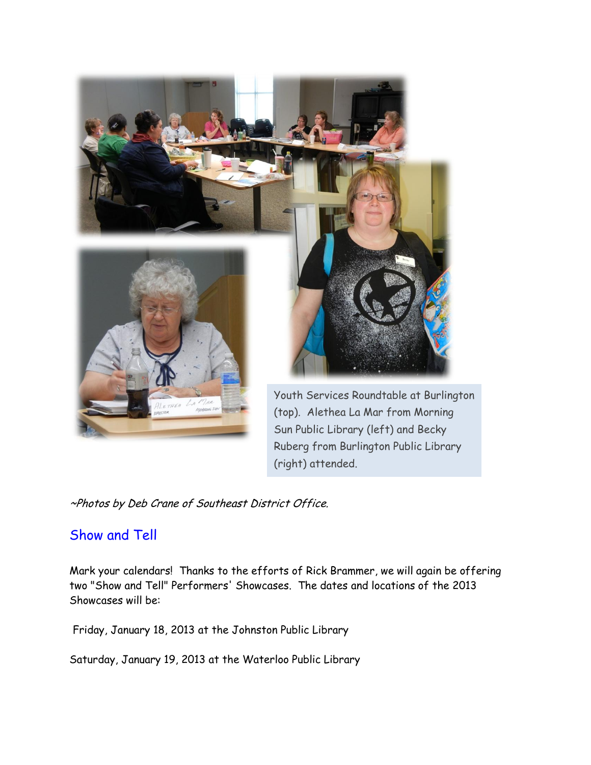Youth Services Roundtable at Burlington (top). Alethea La Mar from Morning Sun Public Library (left) and Becky Ruberg from Burlington Public Library (right) attended.

*~Photos by Deb Crane of Southeast District Office.*

## Show and Tell

Mark your calendars! Thanks to the efforts of Rick Brammer, we will again be offering two "Show and Tell" Performers' Showcases. The dates and locations of the 2013 Showcases will be:

Friday, January 18, 2013 at the Johnston Public Library

Saturday, January 19, 2013 at the Waterloo Public Library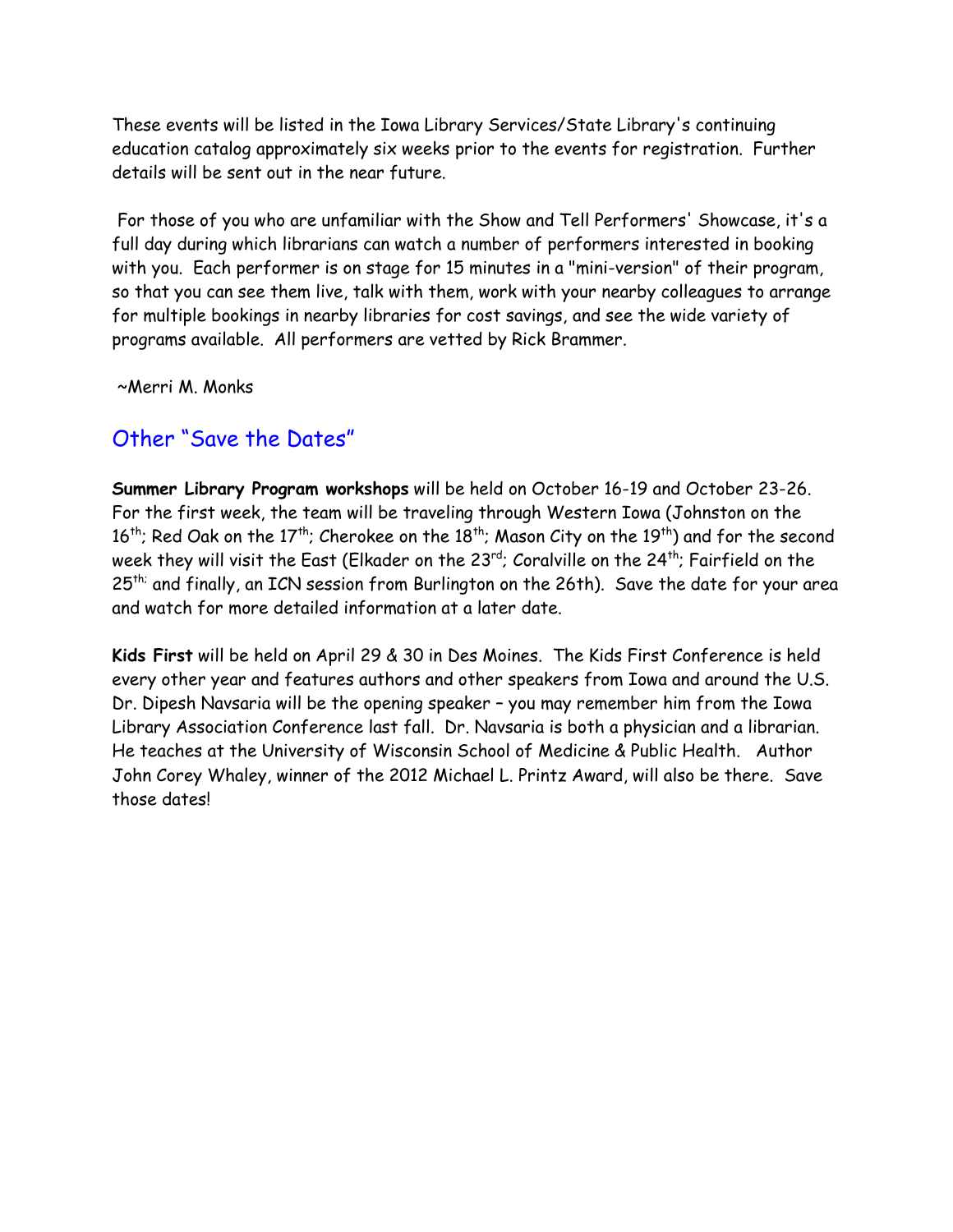These events will be listed in the Iowa Library Services/State Library's continuing education catalog approximately six weeks prior to the events for registration. Further details will be sent out in the near future.

For those of you who are unfamiliar with the Show and Tell Performers' Showcase, it's a full day during which librarians can watch a number of performers interested in booking with you. Each performer is on stage for 15 minutes in a "mini-version" of their program, so that you can see them live, talk with them, work with your nearby colleagues to arrange for multiple bookings in nearby libraries for cost savings, and see the wide variety of programs available. All performers are vetted by Rick Brammer.

~Merri M. Monks

## Other "Save the Dates"

**Summer Library Program workshops** will be held on October 16-19 and October 23-26. For the first week, the team will be traveling through Western Iowa (Johnston on the 16th; Red Oak on the 17th; Cherokee on the 18th; Mason City on the 19th) and for the second week they will visit the East (Elkader on the 23rd; Coralville on the 24th; Fairfield on the 25th; and finally, an ICN session from Burlington on the 26th). Save the date for your area and watch for more detailed information at a later date.

**Kids First** will be held on April 29 & 30 in Des Moines. The Kids First Conference is held every other year and features authors and other speakers from Iowa and around the U.S. Dr. Dipesh Navsaria will be the opening speaker – you may remember him from the Iowa Library Association Conference last fall. Dr. Navsaria is both a physician and a librarian. He teaches at the University of Wisconsin School of Medicine & Public Health. Author John Corey Whaley, winner of the 2012 Michael L. Printz Award, will also be there. Save those dates!